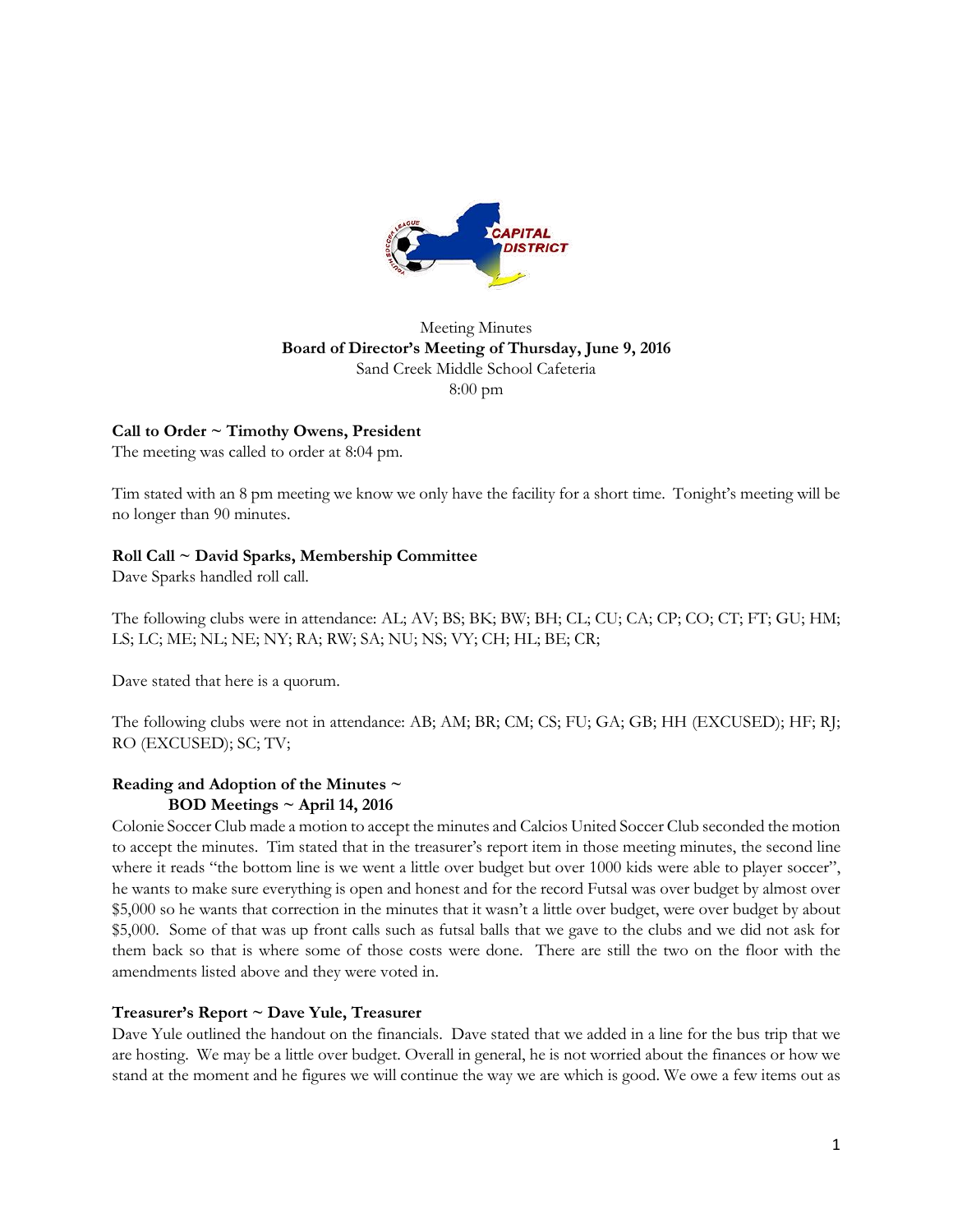Meeting Minutes

**Board of Director's Meeting of Thursday, June 9, 2016**

Sand Creek Middle School Cafeteria

8:00 pm

**Call to Order ~ Timothy Owens, President**

The meeting was called to order at 8:04 pm.

Tim stated with an 8 pm meeting we know we only have the facility for a short time. Tonight's meeting will be no longer than 90 minutes.

**Roll Call ~ David Sparks, Membership Committee**

Dave Sparks handled roll call.

The following clubs were in attendance: AL; AV; BS; BK; BW; BH; CL; CU; CA; CP; CO; CT; FT; GU; HM; LS; LC; ME; NL; NE; NY; RA; RW; SA; NU; NS; VY; CH; HL; BE; CR;

Dave stated that here is a quorum.

The following clubs were not in attendance: AB; AM; BR; CM; CS; FU; GA; GB; HH (EXCUSED); HF; RJ; RO (EXCUSED); SC; TV;

**Reading and Adoption of the Minutes ~**
**BOD Meetings ~ April 14, 2016**

Colonie Soccer Club made a motion to accept the minutes and Calcios United Soccer Club seconded the motion to accept the minutes. Tim stated that in the treasurer's report item in those meeting minutes, the second line where it reads "the bottom line is we went a little over budget but over 1000 kids were able to player soccer", he wants to make sure everything is open and honest and for the record Futsal was over budget by almost over $5,000 so he wants that correction in the minutes that it wasn't a little over budget, were over budget by about $5,000. Some of that was up front calls such as futsal balls that we gave to the clubs and we did not ask for them back so that is where some of those costs were done. There are still the two on the floor with the amendments listed above and they were voted in.

**Treasurer's Report ~ Dave Yule, Treasurer**

Dave Yule outlined the handout on the financials. Dave stated that we added in a line for the bus trip that we are hosting. We may be a little over budget. Overall in general, he is not worried about the finances or how we stand at the moment and he figures we will continue the way we are which is good. We owe a few items out as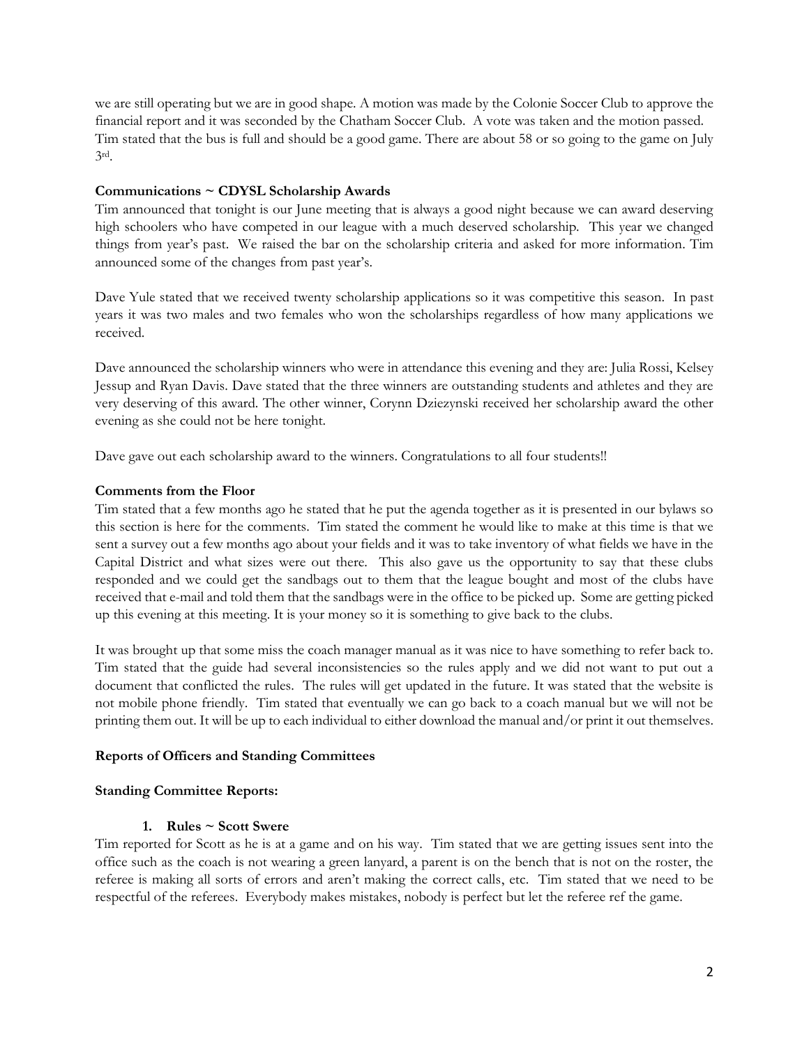we are still operating but we are in good shape. A motion was made by the Colonie Soccer Club to approve the financial report and it was seconded by the Chatham Soccer Club. A vote was taken and the motion passed. Tim stated that the bus is full and should be a good game. There are about 58 or so going to the game on July 3rd.

**Communications ~ CDYSL Scholarship Awards**

Tim announced that tonight is our June meeting that is always a good night because we can award deserving high schoolers who have competed in our league with a much deserved scholarship. This year we changed things from year's past. We raised the bar on the scholarship criteria and asked for more information. Tim announced some of the changes from past year's.

Dave Yule stated that we received twenty scholarship applications so it was competitive this season. In past years it was two males and two females who won the scholarships regardless of how many applications we received.

Dave announced the scholarship winners who were in attendance this evening and they are: Julia Rossi, Kelsey Jessup and Ryan Davis. Dave stated that the three winners are outstanding students and athletes and they are very deserving of this award. The other winner, Corynn Dziezynski received her scholarship award the other evening as she could not be here tonight.

Dave gave out each scholarship award to the winners. Congratulations to all four students!!

**Comments from the Floor**

Tim stated that a few months ago he stated that he put the agenda together as it is presented in our bylaws so this section is here for the comments. Tim stated the comment he would like to make at this time is that we sent a survey out a few months ago about your fields and it was to take inventory of what fields we have in the Capital District and what sizes were out there. This also gave us the opportunity to say that these clubs responded and we could get the sandbags out to them that the league bought and most of the clubs have received that e-mail and told them that the sandbags were in the office to be picked up. Some are getting picked up this evening at this meeting. It is your money so it is something to give back to the clubs.

It was brought up that some miss the coach manager manual as it was nice to have something to refer back to. Tim stated that the guide had several inconsistencies so the rules apply and we did not want to put out a document that conflicted the rules. The rules will get updated in the future. It was stated that the website is not mobile phone friendly. Tim stated that eventually we can go back to a coach manual but we will not be printing them out. It will be up to each individual to either download the manual and/or print it out themselves.

**Reports of Officers and Standing Committees**

**Standing Committee Reports:**

1. **Rules ~ Scott Swere**

Tim reported for Scott as he is at a game and on his way. Tim stated that we are getting issues sent into the office such as the coach is not wearing a green lanyard, a parent is on the bench that is not on the roster, the referee is making all sorts of errors and aren't making the correct calls, etc. Tim stated that we need to be respectful of the referees. Everybody makes mistakes, nobody is perfect but let the referee ref the game.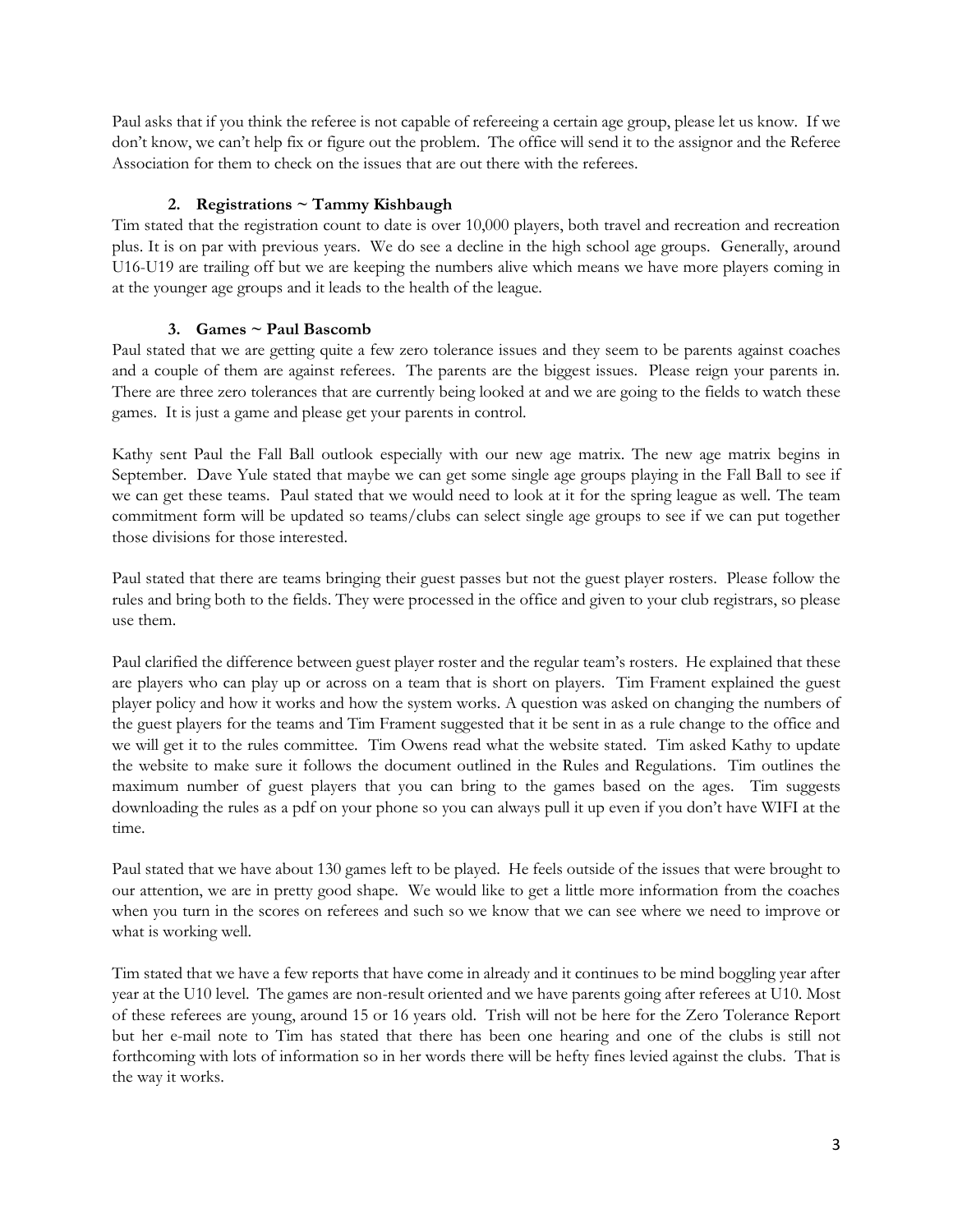Paul asks that if you think the referee is not capable of refereeing a certain age group, please let us know. If we don't know, we can't help fix or figure out the problem. The office will send it to the assignor and the Referee Association for them to check on the issues that are out there with the referees.

### 2. Registrations ~ Tammy Kishbaugh

Tim stated that the registration count to date is over 10,000 players, both travel and recreation and recreation plus. It is on par with previous years. We do see a decline in the high school age groups. Generally, around U16-U19 are trailing off but we are keeping the numbers alive which means we have more players coming in at the younger age groups and it leads to the health of the league.

### 3. Games ~ Paul Bascomb

Paul stated that we are getting quite a few zero tolerance issues and they seem to be parents against coaches and a couple of them are against referees. The parents are the biggest issues. Please reign your parents in. There are three zero tolerances that are currently being looked at and we are going to the fields to watch these games. It is just a game and please get your parents in control.

Kathy sent Paul the Fall Ball outlook especially with our new age matrix. The new age matrix begins in September. Dave Yule stated that maybe we can get some single age groups playing in the Fall Ball to see if we can get these teams. Paul stated that we would need to look at it for the spring league as well. The team commitment form will be updated so teams/clubs can select single age groups to see if we can put together those divisions for those interested.

Paul stated that there are teams bringing their guest passes but not the guest player rosters. Please follow the rules and bring both to the fields. They were processed in the office and given to your club registrars, so please use them.

Paul clarified the difference between guest player roster and the regular team's rosters. He explained that these are players who can play up or across on a team that is short on players. Tim Frament explained the guest player policy and how it works and how the system works. A question was asked on changing the numbers of the guest players for the teams and Tim Frament suggested that it be sent in as a rule change to the office and we will get it to the rules committee. Tim Owens read what the website stated. Tim asked Kathy to update the website to make sure it follows the document outlined in the Rules and Regulations. Tim outlines the maximum number of guest players that you can bring to the games based on the ages. Tim suggests downloading the rules as a pdf on your phone so you can always pull it up even if you don't have WIFI at the time.

Paul stated that we have about 130 games left to be played. He feels outside of the issues that were brought to our attention, we are in pretty good shape. We would like to get a little more information from the coaches when you turn in the scores on referees and such so we know that we can see where we need to improve or what is working well.

Tim stated that we have a few reports that have come in already and it continues to be mind boggling year after year at the U10 level. The games are non-result oriented and we have parents going after referees at U10. Most of these referees are young, around 15 or 16 years old. Trish will not be here for the Zero Tolerance Report but her e-mail note to Tim has stated that there has been one hearing and one of the clubs is still not forthcoming with lots of information so in her words there will be hefty fines levied against the clubs. That is the way it works.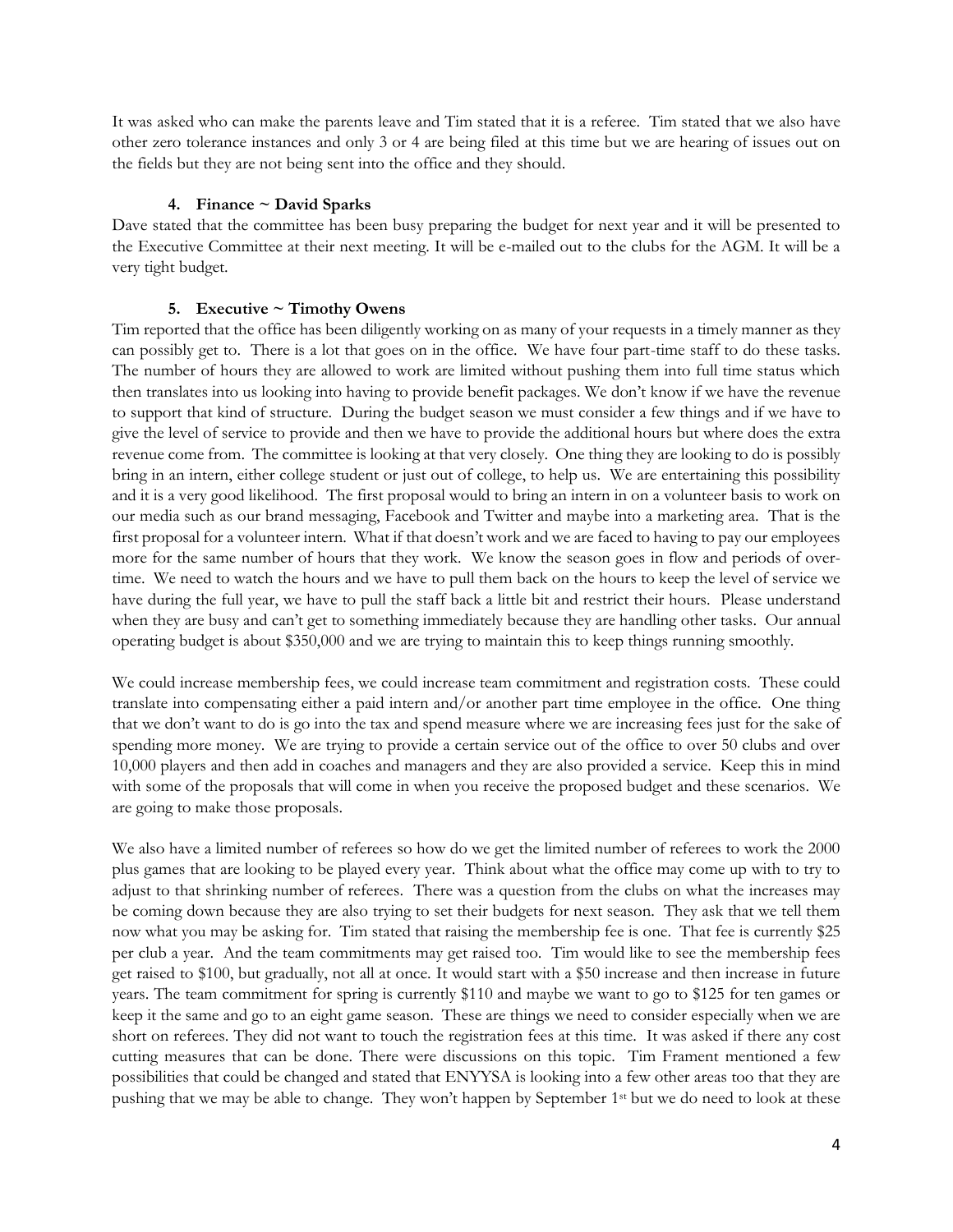It was asked who can make the parents leave and Tim stated that it is a referee. Tim stated that we also have other zero tolerance instances and only 3 or 4 are being filed at this time but we are hearing of issues out on the fields but they are not being sent into the office and they should.

#### 4. Finance ~ David Sparks

Dave stated that the committee has been busy preparing the budget for next year and it will be presented to the Executive Committee at their next meeting. It will be e-mailed out to the clubs for the AGM. It will be a very tight budget.

#### 5. Executive ~ Timothy Owens

Tim reported that the office has been diligently working on as many of your requests in a timely manner as they can possibly get to. There is a lot that goes on in the office. We have four part-time staff to do these tasks. The number of hours they are allowed to work are limited without pushing them into full time status which then translates into us looking into having to provide benefit packages. We don't know if we have the revenue to support that kind of structure. During the budget season we must consider a few things and if we have to give the level of service to provide and then we have to provide the additional hours but where does the extra revenue come from. The committee is looking at that very closely. One thing they are looking to do is possibly bring in an intern, either college student or just out of college, to help us. We are entertaining this possibility and it is a very good likelihood. The first proposal would to bring an intern in on a volunteer basis to work on our media such as our brand messaging, Facebook and Twitter and maybe into a marketing area. That is the first proposal for a volunteer intern. What if that doesn't work and we are faced to having to pay our employees more for the same number of hours that they work. We know the season goes in flow and periods of over-time. We need to watch the hours and we have to pull them back on the hours to keep the level of service we have during the full year, we have to pull the staff back a little bit and restrict their hours. Please understand when they are busy and can't get to something immediately because they are handling other tasks. Our annual operating budget is about $350,000 and we are trying to maintain this to keep things running smoothly.

We could increase membership fees, we could increase team commitment and registration costs. These could translate into compensating either a paid intern and/or another part time employee in the office. One thing that we don't want to do is go into the tax and spend measure where we are increasing fees just for the sake of spending more money. We are trying to provide a certain service out of the office to over 50 clubs and over 10,000 players and then add in coaches and managers and they are also provided a service. Keep this in mind with some of the proposals that will come in when you receive the proposed budget and these scenarios. We are going to make those proposals.

We also have a limited number of referees so how do we get the limited number of referees to work the 2000 plus games that are looking to be played every year. Think about what the office may come up with to try to adjust to that shrinking number of referees. There was a question from the clubs on what the increases may be coming down because they are also trying to set their budgets for next season. They ask that we tell them now what you may be asking for. Tim stated that raising the membership fee is one. That fee is currently $25 per club a year. And the team commitments may get raised too. Tim would like to see the membership fees get raised to $100, but gradually, not all at once. It would start with a $50 increase and then increase in future years. The team commitment for spring is currently $110 and maybe we want to go to $125 for ten games or keep it the same and go to an eight game season. These are things we need to consider especially when we are short on referees. They did not want to touch the registration fees at this time. It was asked if there any cost cutting measures that can be done. There were discussions on this topic. Tim Frament mentioned a few possibilities that could be changed and stated that ENYYSA is looking into a few other areas too that they are pushing that we may be able to change. They won't happen by September 1st but we do need to look at these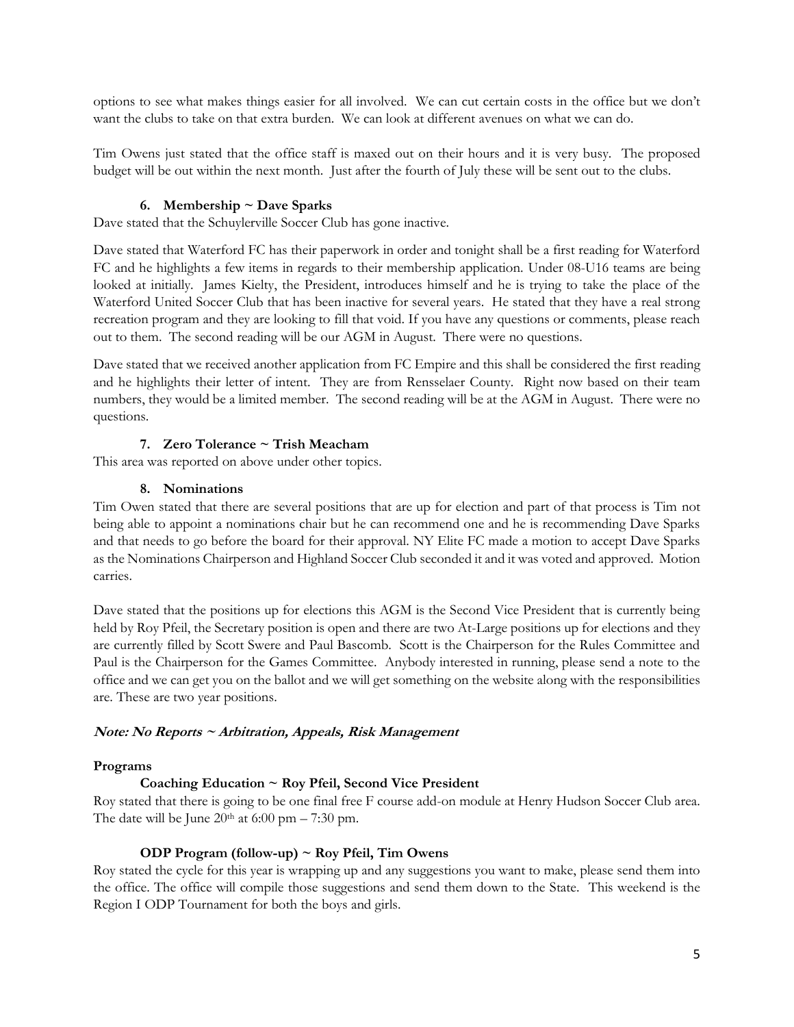options to see what makes things easier for all involved. We can cut certain costs in the office but we don't want the clubs to take on that extra burden. We can look at different avenues on what we can do.

Tim Owens just stated that the office staff is maxed out on their hours and it is very busy. The proposed budget will be out within the next month. Just after the fourth of July these will be sent out to the clubs.

**6. Membership ~ Dave Sparks**

Dave stated that the Schuylerville Soccer Club has gone inactive.

Dave stated that Waterford FC has their paperwork in order and tonight shall be a first reading for Waterford FC and he highlights a few items in regards to their membership application. Under 08-U16 teams are being looked at initially. James Kielty, the President, introduces himself and he is trying to take the place of the Waterford United Soccer Club that has been inactive for several years. He stated that they have a real strong recreation program and they are looking to fill that void. If you have any questions or comments, please reach out to them. The second reading will be our AGM in August. There were no questions.

Dave stated that we received another application from FC Empire and this shall be considered the first reading and he highlights their letter of intent. They are from Rensselaer County. Right now based on their team numbers, they would be a limited member. The second reading will be at the AGM in August. There were no questions.

**7. Zero Tolerance ~ Trish Meacham**

This area was reported on above under other topics.

**8. Nominations**

Tim Owen stated that there are several positions that are up for election and part of that process is Tim not being able to appoint a nominations chair but he can recommend one and he is recommending Dave Sparks and that needs to go before the board for their approval. NY Elite FC made a motion to accept Dave Sparks as the Nominations Chairperson and Highland Soccer Club seconded it and it was voted and approved. Motion carries.

Dave stated that the positions up for elections this AGM is the Second Vice President that is currently being held by Roy Pfeil, the Secretary position is open and there are two At-Large positions up for elections and they are currently filled by Scott Swere and Paul Bascomb. Scott is the Chairperson for the Rules Committee and Paul is the Chairperson for the Games Committee. Anybody interested in running, please send a note to the office and we can get you on the ballot and we will get something on the website along with the responsibilities are. These are two year positions.

***Note: No Reports ~ Arbitration, Appeals, Risk Management***

**Programs**

**Coaching Education ~ Roy Pfeil, Second Vice President**

Roy stated that there is going to be one final free F course add-on module at Henry Hudson Soccer Club area. The date will be June 20th at 6:00 pm – 7:30 pm.

**ODP Program (follow-up) ~ Roy Pfeil, Tim Owens**

Roy stated the cycle for this year is wrapping up and any suggestions you want to make, please send them into the office. The office will compile those suggestions and send them down to the State. This weekend is the Region I ODP Tournament for both the boys and girls.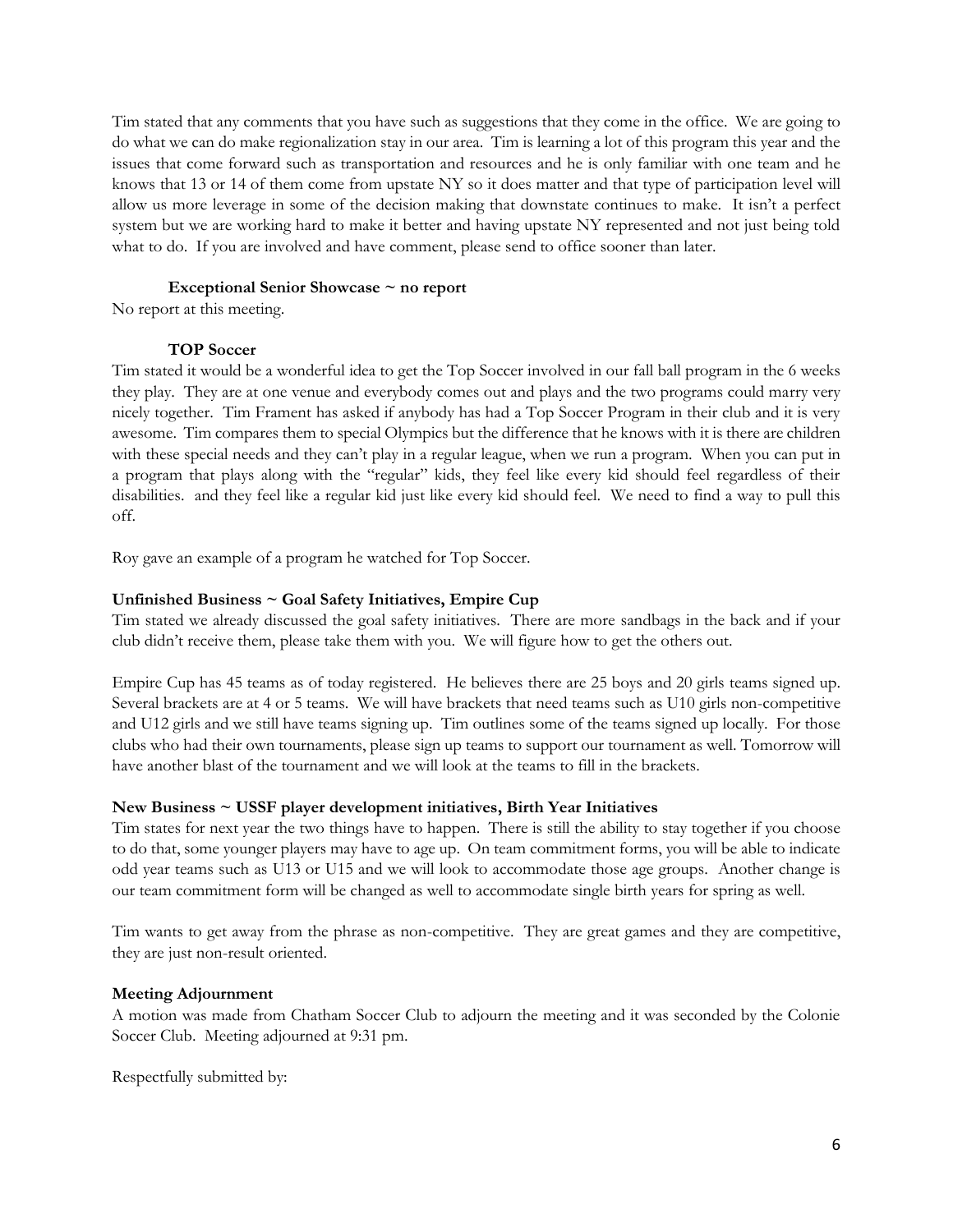Tim stated that any comments that you have such as suggestions that they come in the office. We are going to do what we can do make regionalization stay in our area. Tim is learning a lot of this program this year and the issues that come forward such as transportation and resources and he is only familiar with one team and he knows that 13 or 14 of them come from upstate NY so it does matter and that type of participation level will allow us more leverage in some of the decision making that downstate continues to make. It isn't a perfect system but we are working hard to make it better and having upstate NY represented and not just being told what to do. If you are involved and have comment, please send to office sooner than later.

**Exceptional Senior Showcase ~ no report**

No report at this meeting.

**TOP Soccer**

Tim stated it would be a wonderful idea to get the Top Soccer involved in our fall ball program in the 6 weeks they play. They are at one venue and everybody comes out and plays and the two programs could marry very nicely together. Tim Frament has asked if anybody has had a Top Soccer Program in their club and it is very awesome. Tim compares them to special Olympics but the difference that he knows with it is there are children with these special needs and they can't play in a regular league, when we run a program. When you can put in a program that plays along with the "regular" kids, they feel like every kid should feel regardless of their disabilities. and they feel like a regular kid just like every kid should feel. We need to find a way to pull this off.

Roy gave an example of a program he watched for Top Soccer.

**Unfinished Business ~ Goal Safety Initiatives, Empire Cup**

Tim stated we already discussed the goal safety initiatives. There are more sandbags in the back and if your club didn't receive them, please take them with you. We will figure how to get the others out.

Empire Cup has 45 teams as of today registered. He believes there are 25 boys and 20 girls teams signed up. Several brackets are at 4 or 5 teams. We will have brackets that need teams such as U10 girls non-competitive and U12 girls and we still have teams signing up. Tim outlines some of the teams signed up locally. For those clubs who had their own tournaments, please sign up teams to support our tournament as well. Tomorrow will have another blast of the tournament and we will look at the teams to fill in the brackets.

**New Business ~ USSF player development initiatives, Birth Year Initiatives**

Tim states for next year the two things have to happen. There is still the ability to stay together if you choose to do that, some younger players may have to age up. On team commitment forms, you will be able to indicate odd year teams such as U13 or U15 and we will look to accommodate those age groups. Another change is our team commitment form will be changed as well to accommodate single birth years for spring as well.

Tim wants to get away from the phrase as non-competitive. They are great games and they are competitive, they are just non-result oriented.

**Meeting Adjournment**

A motion was made from Chatham Soccer Club to adjourn the meeting and it was seconded by the Colonie Soccer Club. Meeting adjourned at 9:31 pm.

Respectfully submitted by: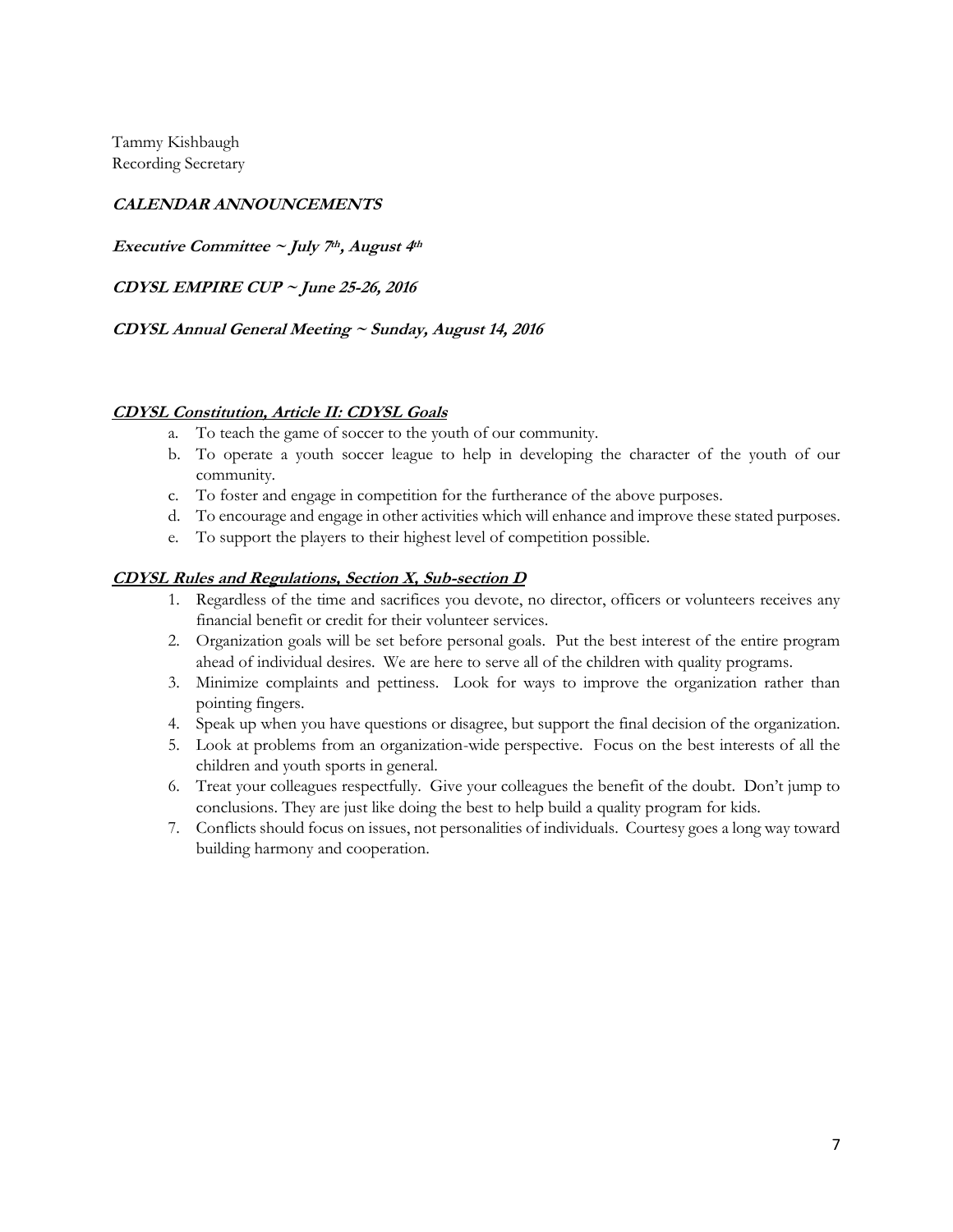Tammy Kishbaugh
Recording Secretary

***CALENDAR ANNOUNCEMENTS***

***Executive Committee ~ July 7th, August 4th***

***CDYSL EMPIRE CUP ~ June 25-26, 2016***

***CDYSL Annual General Meeting ~ Sunday, August 14, 2016***

***CDYSL Constitution, Article II: CDYSL Goals***

a. To teach the game of soccer to the youth of our community.
b. To operate a youth soccer league to help in developing the character of the youth of our community.
c. To foster and engage in competition for the furtherance of the above purposes.
d. To encourage and engage in other activities which will enhance and improve these stated purposes.
e. To support the players to their highest level of competition possible.

***CDYSL Rules and Regulations, Section X, Sub-section D***

1. Regardless of the time and sacrifices you devote, no director, officers or volunteers receives any financial benefit or credit for their volunteer services.
2. Organization goals will be set before personal goals. Put the best interest of the entire program ahead of individual desires. We are here to serve all of the children with quality programs.
3. Minimize complaints and pettiness. Look for ways to improve the organization rather than pointing fingers.
4. Speak up when you have questions or disagree, but support the final decision of the organization.
5. Look at problems from an organization-wide perspective. Focus on the best interests of all the children and youth sports in general.
6. Treat your colleagues respectfully. Give your colleagues the benefit of the doubt. Don't jump to conclusions. They are just like doing the best to help build a quality program for kids.
7. Conflicts should focus on issues, not personalities of individuals. Courtesy goes a long way toward building harmony and cooperation.